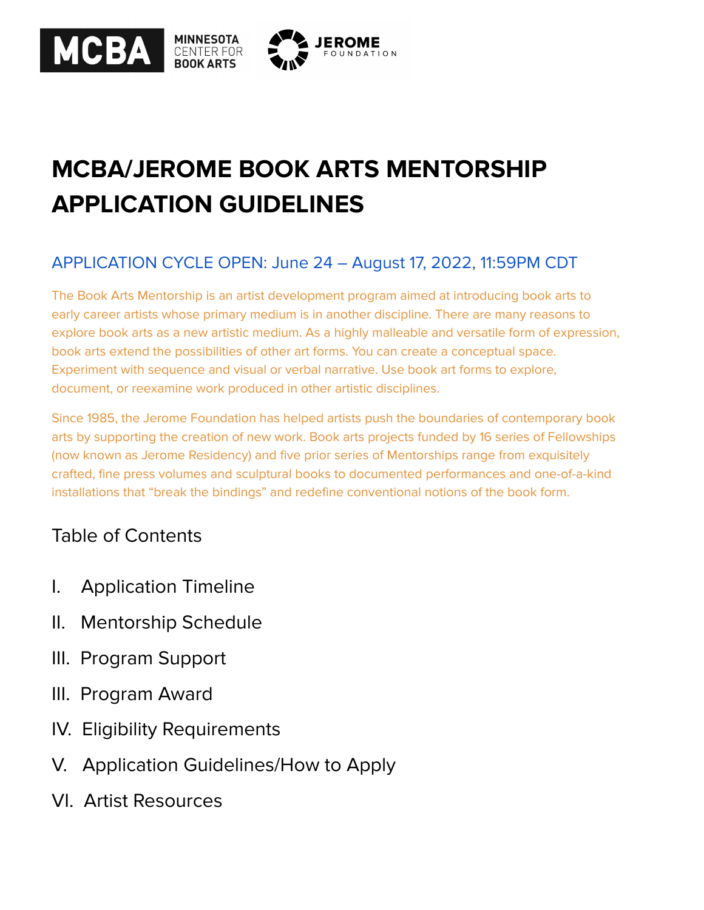MCBA MINNESOTA CENTER FOR BOOK ARTS

JEROME FOUNDATION

# MCBA/JEROME BOOK ARTS MENTORSHIP APPLICATION GUIDELINES

## APPLICATION CYCLE OPEN: June 24 – August 17, 2022, 11:59PM CDT

The Book Arts Mentorship is an artist development program aimed at introducing book arts to early career artists whose primary medium is in another discipline. There are many reasons to explore book arts as a new artistic medium. As a highly malleable and versatile form of expression, book arts extend the possibilities of other art forms. You can create a conceptual space. Experiment with sequence and visual or verbal narrative. Use book art forms to explore, document, or reexamine work produced in other artistic disciplines.

Since 1985, the Jerome Foundation has helped artists push the boundaries of contemporary book arts by supporting the creation of new work. Book arts projects funded by 16 series of Fellowships (now known as Jerome Residency) and five prior series of Mentorships range from exquisitely crafted, fine press volumes and sculptural books to documented performances and one-of-a-kind installations that "break the bindings" and redefine conventional notions of the book form.

## Table of Contents

I. Application Timeline

II. Mentorship Schedule

III. Program Support

III. Program Award

IV. Eligibility Requirements

V. Application Guidelines/How to Apply

VI. Artist Resources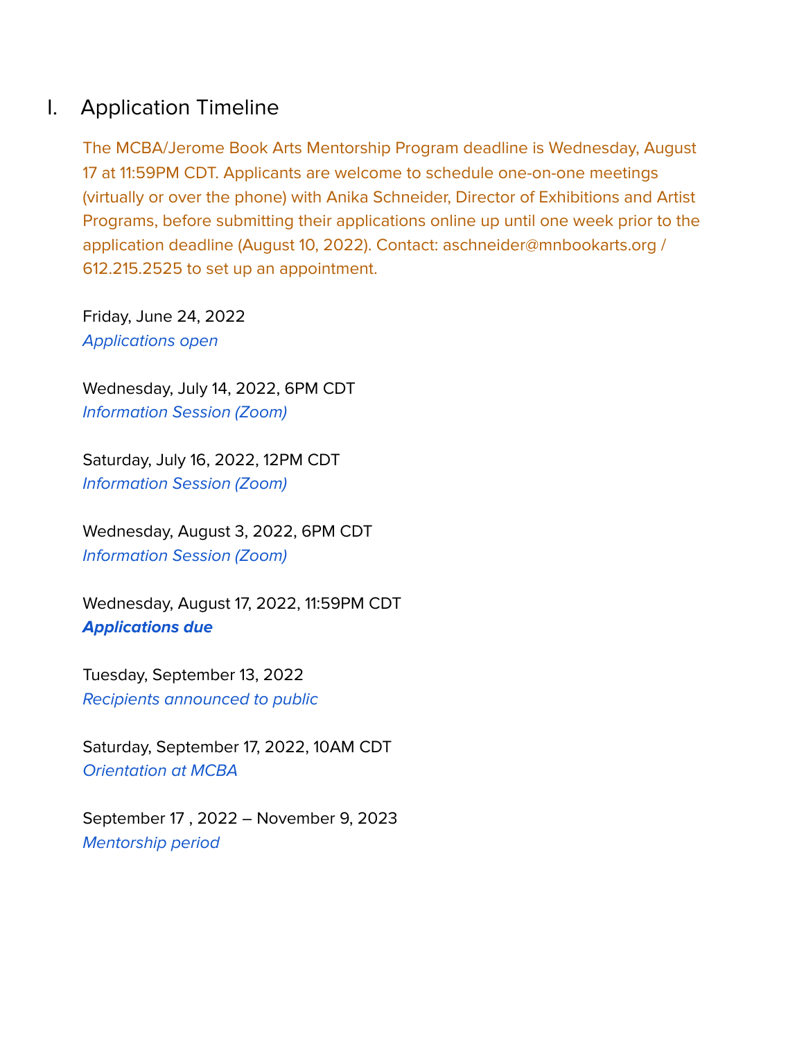## I. Application Timeline

The MCBA/Jerome Book Arts Mentorship Program deadline is Wednesday, August 17 at 11:59PM CDT. Applicants are welcome to schedule one-on-one meetings (virtually or over the phone) with Anika Schneider, Director of Exhibitions and Artist Programs, before submitting their applications online up until one week prior to the application deadline (August 10, 2022). Contact: aschneider@mnbookarts.org / 612.215.2525 to set up an appointment.

Friday, June 24, 2022
*Applications open*

Wednesday, July 14, 2022, 6PM CDT
*Information Session (Zoom)*

Saturday, July 16, 2022, 12PM CDT
*Information Session (Zoom)*

Wednesday, August 3, 2022, 6PM CDT
*Information Session (Zoom)*

Wednesday, August 17, 2022, 11:59PM CDT
***Applications due***

Tuesday, September 13, 2022
*Recipients announced to public*

Saturday, September 17, 2022, 10AM CDT
*Orientation at MCBA*

September 17 , 2022 – November 9, 2023
*Mentorship period*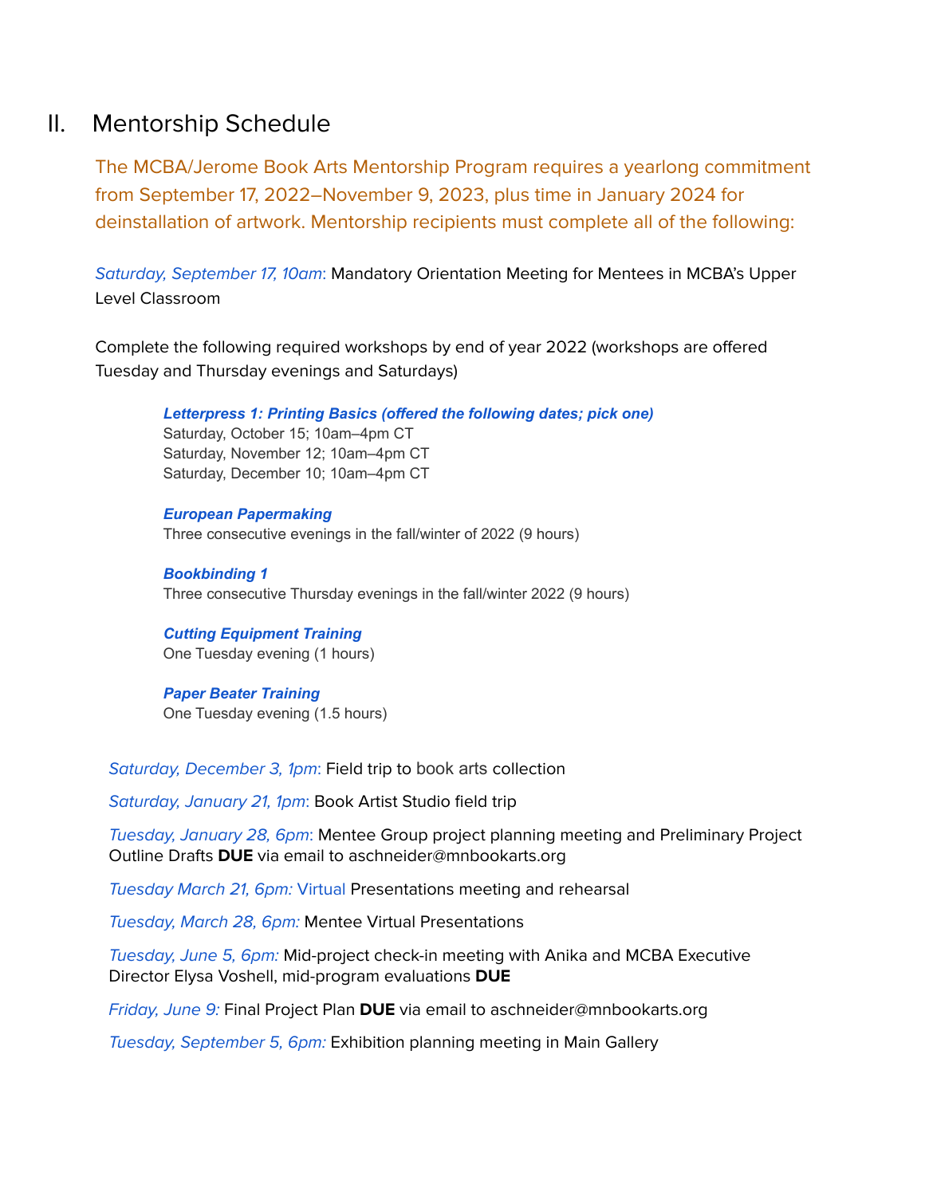## II. Mentorship Schedule

The MCBA/Jerome Book Arts Mentorship Program requires a yearlong commitment from September 17, 2022–November 9, 2023, plus time in January 2024 for deinstallation of artwork. Mentorship recipients must complete all of the following:

*Saturday, September 17, 10am*: Mandatory Orientation Meeting for Mentees in MCBA's Upper Level Classroom

Complete the following required workshops by end of year 2022 (workshops are offered Tuesday and Thursday evenings and Saturdays)

***Letterpress 1: Printing Basics (offered the following dates; pick one)***
Saturday, October 15; 10am–4pm CT
Saturday, November 12; 10am–4pm CT
Saturday, December 10; 10am–4pm CT

***European Papermaking***
Three consecutive evenings in the fall/winter of 2022 (9 hours)

***Bookbinding 1***
Three consecutive Thursday evenings in the fall/winter 2022 (9 hours)

***Cutting Equipment Training***
One Tuesday evening (1 hours)

***Paper Beater Training***
One Tuesday evening (1.5 hours)

*Saturday, December 3, 1pm*: Field trip to book arts collection

*Saturday, January 21, 1pm*: Book Artist Studio field trip

*Tuesday, January 28, 6pm*: Mentee Group project planning meeting and Preliminary Project Outline Drafts **DUE** via email to aschneider@mnbookarts.org

*Tuesday March 21, 6pm:* Virtual Presentations meeting and rehearsal

*Tuesday, March 28, 6pm:* Mentee Virtual Presentations

*Tuesday, June 5, 6pm:* Mid-project check-in meeting with Anika and MCBA Executive Director Elysa Voshell, mid-program evaluations **DUE**

*Friday, June 9:* Final Project Plan **DUE** via email to aschneider@mnbookarts.org

*Tuesday, September 5, 6pm:* Exhibition planning meeting in Main Gallery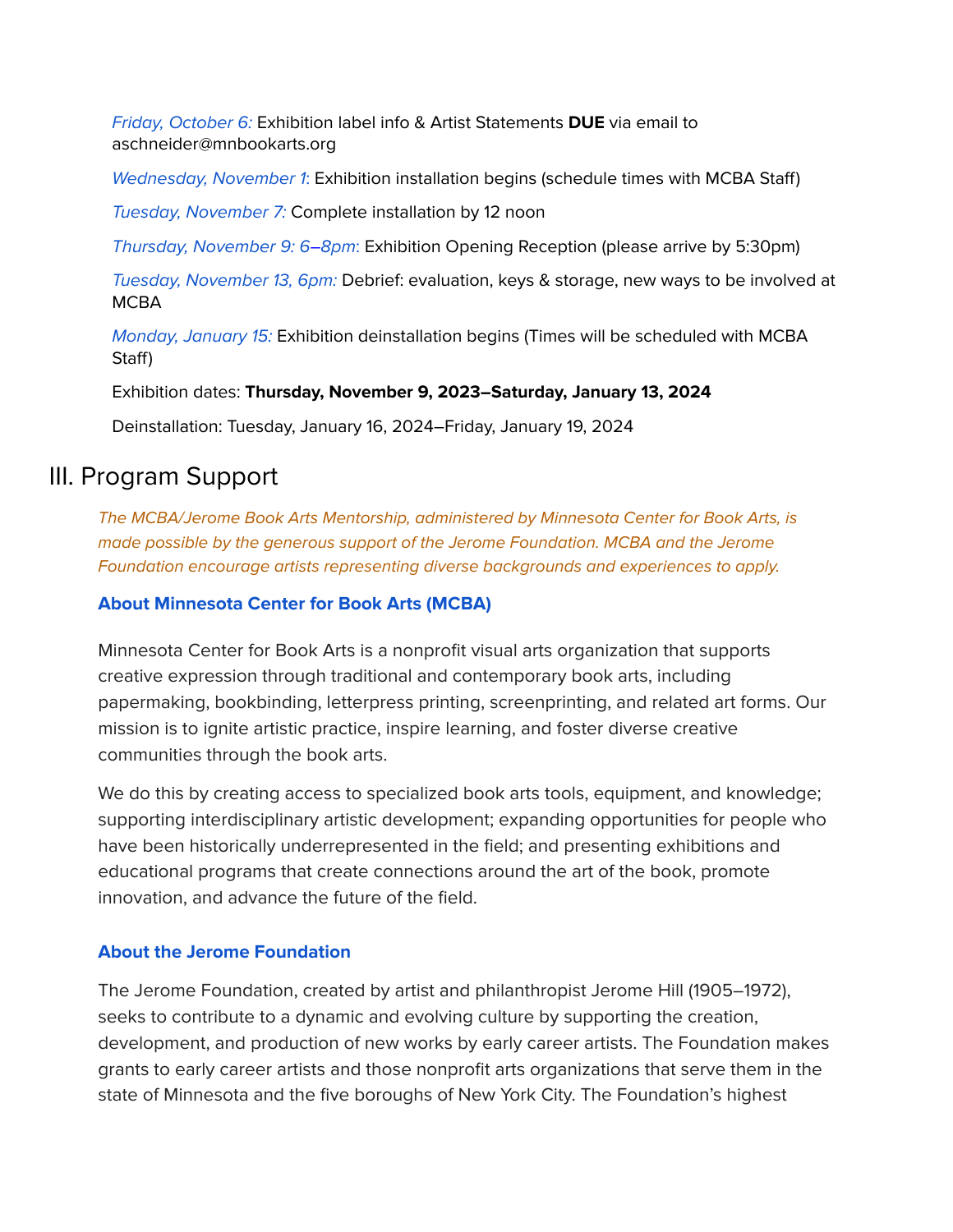*Friday, October 6:* Exhibition label info & Artist Statements **DUE** via email to aschneider@mnbookarts.org

*Wednesday, November 1*: Exhibition installation begins (schedule times with MCBA Staff)

*Tuesday, November 7:* Complete installation by 12 noon

*Thursday, November 9: 6–8pm*: Exhibition Opening Reception (please arrive by 5:30pm)

*Tuesday, November 13, 6pm:* Debrief: evaluation, keys & storage, new ways to be involved at MCBA

*Monday, January 15:* Exhibition deinstallation begins (Times will be scheduled with MCBA Staff)

Exhibition dates: **Thursday, November 9, 2023–Saturday, January 13, 2024**

Deinstallation: Tuesday, January 16, 2024–Friday, January 19, 2024

## III. Program Support

*The MCBA/Jerome Book Arts Mentorship, administered by Minnesota Center for Book Arts, is made possible by the generous support of the Jerome Foundation. MCBA and the Jerome Foundation encourage artists representing diverse backgrounds and experiences to apply.*

### About Minnesota Center for Book Arts (MCBA)

Minnesota Center for Book Arts is a nonprofit visual arts organization that supports creative expression through traditional and contemporary book arts, including papermaking, bookbinding, letterpress printing, screenprinting, and related art forms. Our mission is to ignite artistic practice, inspire learning, and foster diverse creative communities through the book arts.

We do this by creating access to specialized book arts tools, equipment, and knowledge; supporting interdisciplinary artistic development; expanding opportunities for people who have been historically underrepresented in the field; and presenting exhibitions and educational programs that create connections around the art of the book, promote innovation, and advance the future of the field.

### About the Jerome Foundation

The Jerome Foundation, created by artist and philanthropist Jerome Hill (1905–1972), seeks to contribute to a dynamic and evolving culture by supporting the creation, development, and production of new works by early career artists. The Foundation makes grants to early career artists and those nonprofit arts organizations that serve them in the state of Minnesota and the five boroughs of New York City. The Foundation's highest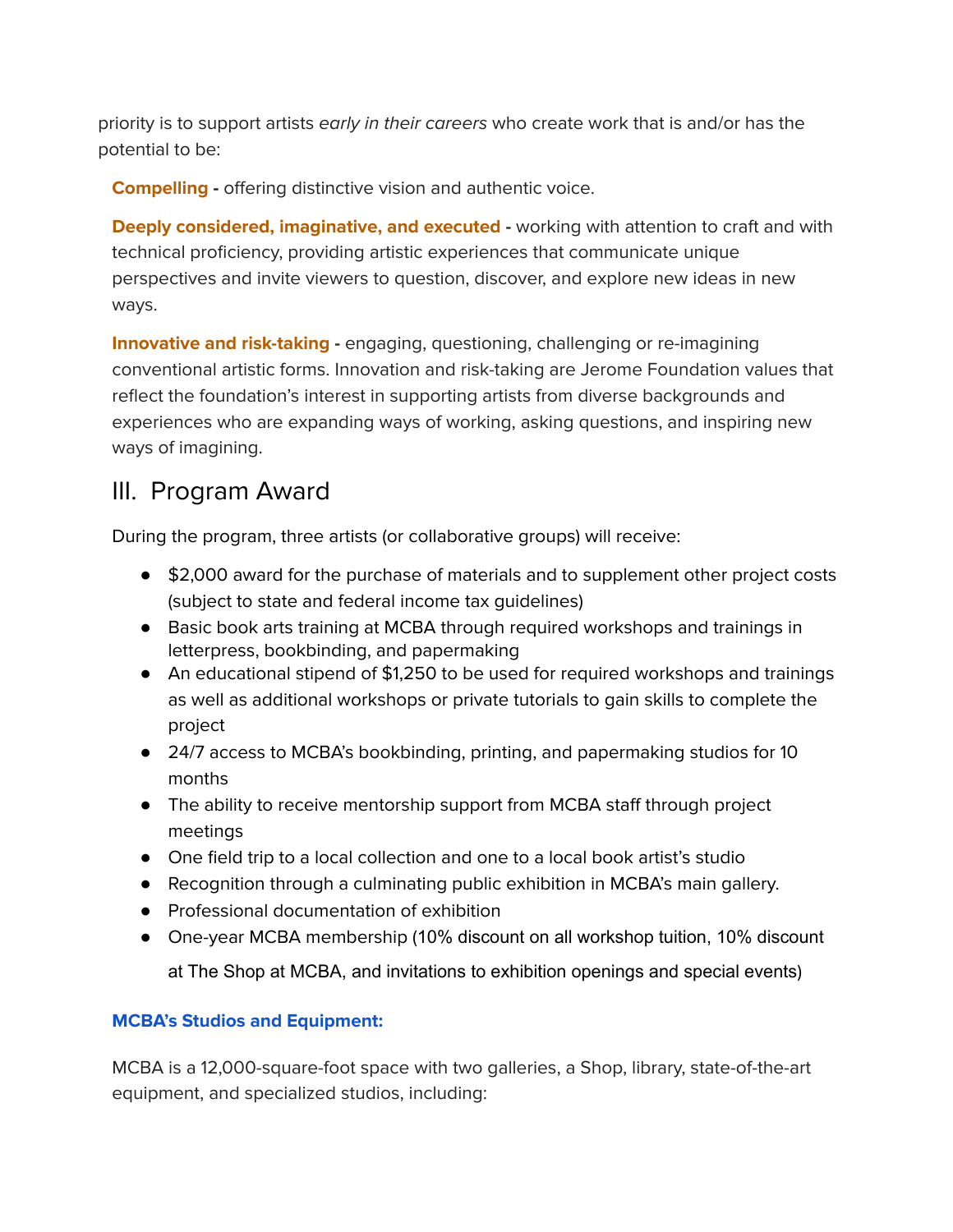priority is to support artists *early in their careers* who create work that is and/or has the potential to be:

**Compelling -** offering distinctive vision and authentic voice.

**Deeply considered, imaginative, and executed -** working with attention to craft and with technical proficiency, providing artistic experiences that communicate unique perspectives and invite viewers to question, discover, and explore new ideas in new ways.

**Innovative and risk-taking -** engaging, questioning, challenging or re-imagining conventional artistic forms. Innovation and risk-taking are Jerome Foundation values that reflect the foundation's interest in supporting artists from diverse backgrounds and experiences who are expanding ways of working, asking questions, and inspiring new ways of imagining.

## III. Program Award

During the program, three artists (or collaborative groups) will receive:

- $2,000 award for the purchase of materials and to supplement other project costs (subject to state and federal income tax guidelines)
- Basic book arts training at MCBA through required workshops and trainings in letterpress, bookbinding, and papermaking
- An educational stipend of $1,250 to be used for required workshops and trainings as well as additional workshops or private tutorials to gain skills to complete the project
- 24/7 access to MCBA's bookbinding, printing, and papermaking studios for 10 months
- The ability to receive mentorship support from MCBA staff through project meetings
- One field trip to a local collection and one to a local book artist's studio
- Recognition through a culminating public exhibition in MCBA's main gallery.
- Professional documentation of exhibition
- One-year MCBA membership (10% discount on all workshop tuition, 10% discount at The Shop at MCBA, and invitations to exhibition openings and special events)

**MCBA's Studios and Equipment:**

MCBA is a 12,000-square-foot space with two galleries, a Shop, library, state-of-the-art equipment, and specialized studios, including: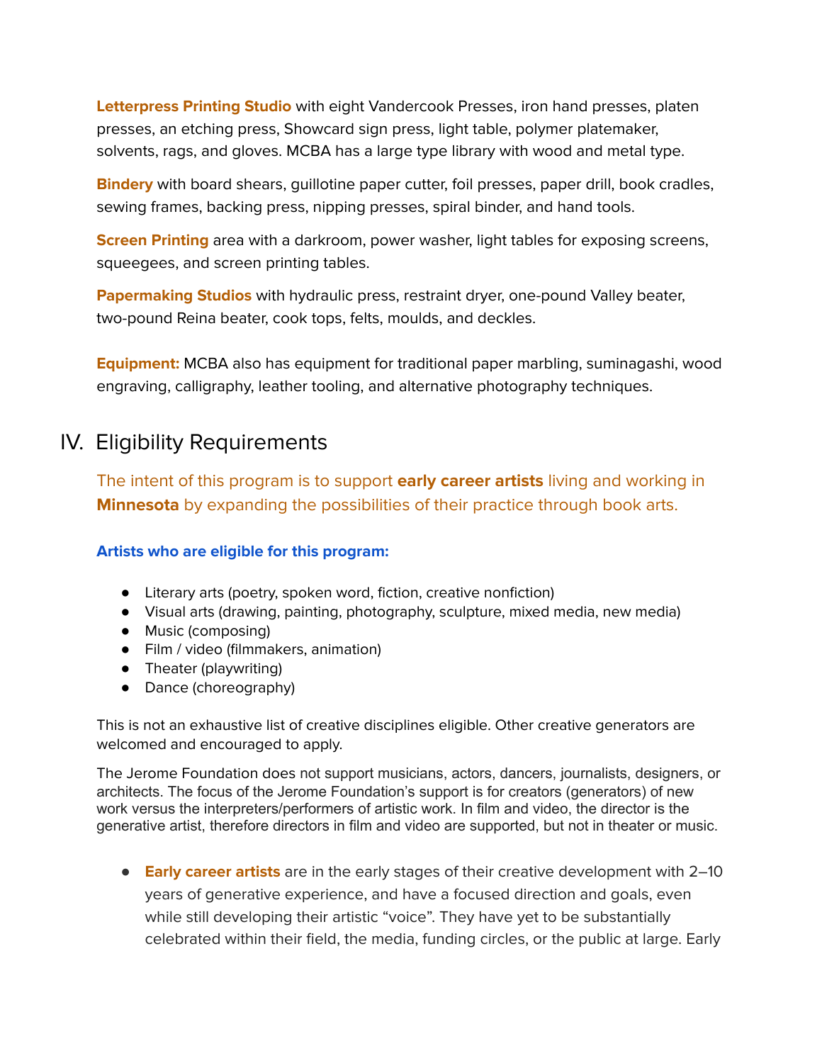**Letterpress Printing Studio** with eight Vandercook Presses, iron hand presses, platen presses, an etching press, Showcard sign press, light table, polymer platemaker, solvents, rags, and gloves. MCBA has a large type library with wood and metal type.

**Bindery** with board shears, guillotine paper cutter, foil presses, paper drill, book cradles, sewing frames, backing press, nipping presses, spiral binder, and hand tools.

**Screen Printing** area with a darkroom, power washer, light tables for exposing screens, squeegees, and screen printing tables.

**Papermaking Studios** with hydraulic press, restraint dryer, one-pound Valley beater, two-pound Reina beater, cook tops, felts, moulds, and deckles.

**Equipment:** MCBA also has equipment for traditional paper marbling, suminagashi, wood engraving, calligraphy, leather tooling, and alternative photography techniques.

## IV. Eligibility Requirements

The intent of this program is to support **early career artists** living and working in **Minnesota** by expanding the possibilities of their practice through book arts.

**Artists who are eligible for this program:**

- Literary arts (poetry, spoken word, fiction, creative nonfiction)
- Visual arts (drawing, painting, photography, sculpture, mixed media, new media)
- Music (composing)
- Film / video (filmmakers, animation)
- Theater (playwriting)
- Dance (choreography)

This is not an exhaustive list of creative disciplines eligible. Other creative generators are welcomed and encouraged to apply.

The Jerome Foundation does not support musicians, actors, dancers, journalists, designers, or architects. The focus of the Jerome Foundation's support is for creators (generators) of new work versus the interpreters/performers of artistic work. In film and video, the director is the generative artist, therefore directors in film and video are supported, but not in theater or music.

- **Early career artists** are in the early stages of their creative development with 2–10 years of generative experience, and have a focused direction and goals, even while still developing their artistic "voice". They have yet to be substantially celebrated within their field, the media, funding circles, or the public at large. Early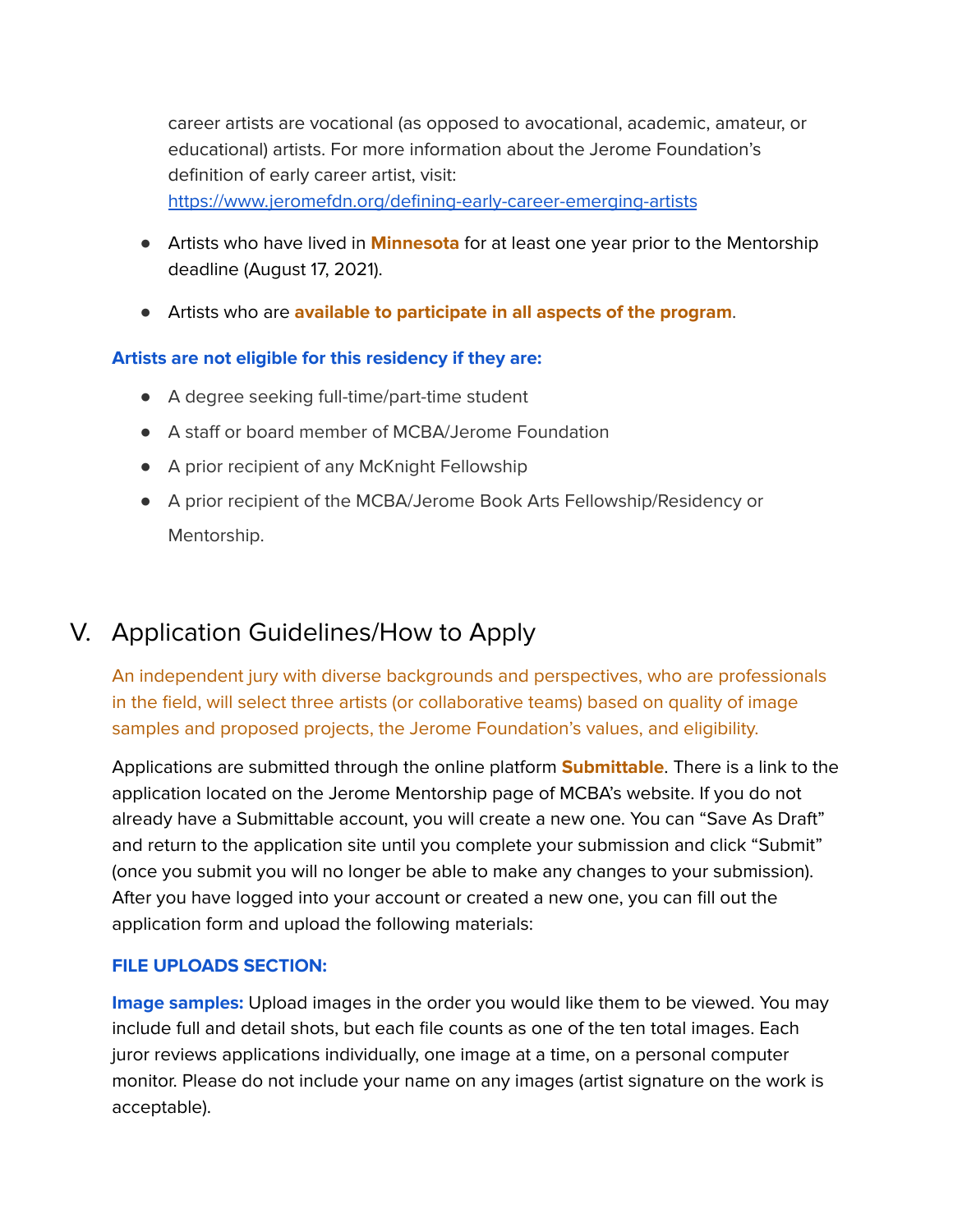career artists are vocational (as opposed to avocational, academic, amateur, or educational) artists. For more information about the Jerome Foundation's definition of early career artist, visit: https://www.jeromefdn.org/defining-early-career-emerging-artists

- Artists who have lived in **Minnesota** for at least one year prior to the Mentorship deadline (August 17, 2021).
- Artists who are **available to participate in all aspects of the program**.

**Artists are not eligible for this residency if they are:**

- A degree seeking full-time/part-time student
- A staff or board member of MCBA/Jerome Foundation
- A prior recipient of any McKnight Fellowship
- A prior recipient of the MCBA/Jerome Book Arts Fellowship/Residency or Mentorship.

## V. Application Guidelines/How to Apply

An independent jury with diverse backgrounds and perspectives, who are professionals in the field, will select three artists (or collaborative teams) based on quality of image samples and proposed projects, the Jerome Foundation's values, and eligibility.

Applications are submitted through the online platform **Submittable**. There is a link to the application located on the Jerome Mentorship page of MCBA's website. If you do not already have a Submittable account, you will create a new one. You can "Save As Draft" and return to the application site until you complete your submission and click "Submit" (once you submit you will no longer be able to make any changes to your submission). After you have logged into your account or created a new one, you can fill out the application form and upload the following materials:

**FILE UPLOADS SECTION:**

**Image samples:** Upload images in the order you would like them to be viewed. You may include full and detail shots, but each file counts as one of the ten total images. Each juror reviews applications individually, one image at a time, on a personal computer monitor. Please do not include your name on any images (artist signature on the work is acceptable).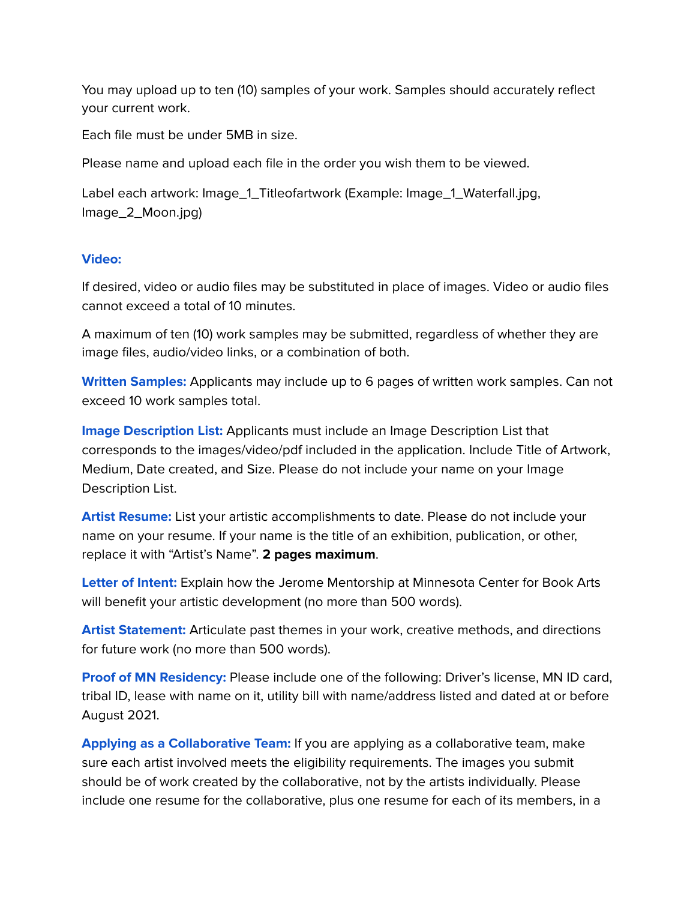You may upload up to ten (10) samples of your work. Samples should accurately reflect your current work.

Each file must be under 5MB in size.

Please name and upload each file in the order you wish them to be viewed.

Label each artwork: Image_1_Titleofartwork (Example: Image_1_Waterfall.jpg, Image_2_Moon.jpg)

**Video:**

If desired, video or audio files may be substituted in place of images. Video or audio files cannot exceed a total of 10 minutes.

A maximum of ten (10) work samples may be submitted, regardless of whether they are image files, audio/video links, or a combination of both.

**Written Samples:** Applicants may include up to 6 pages of written work samples. Can not exceed 10 work samples total.

**Image Description List:** Applicants must include an Image Description List that corresponds to the images/video/pdf included in the application. Include Title of Artwork, Medium, Date created, and Size. Please do not include your name on your Image Description List.

**Artist Resume:** List your artistic accomplishments to date. Please do not include your name on your resume. If your name is the title of an exhibition, publication, or other, replace it with "Artist's Name". **2 pages maximum**.

**Letter of Intent:** Explain how the Jerome Mentorship at Minnesota Center for Book Arts will benefit your artistic development (no more than 500 words).

**Artist Statement:** Articulate past themes in your work, creative methods, and directions for future work (no more than 500 words).

**Proof of MN Residency:** Please include one of the following: Driver's license, MN ID card, tribal ID, lease with name on it, utility bill with name/address listed and dated at or before August 2021.

**Applying as a Collaborative Team:** If you are applying as a collaborative team, make sure each artist involved meets the eligibility requirements. The images you submit should be of work created by the collaborative, not by the artists individually. Please include one resume for the collaborative, plus one resume for each of its members, in a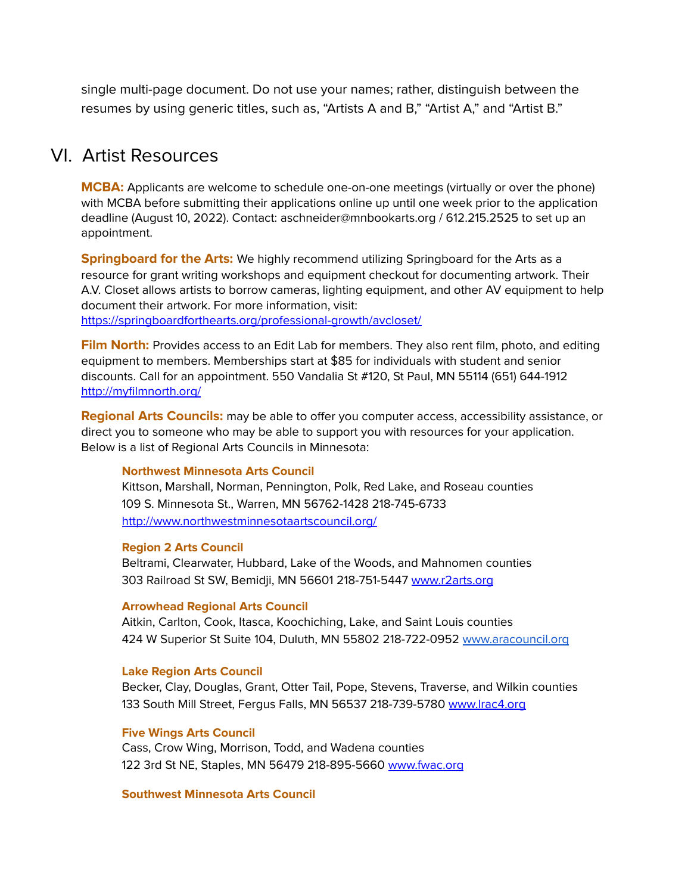single multi-page document. Do not use your names; rather, distinguish between the resumes by using generic titles, such as, “Artists A and B,” “Artist A,” and “Artist B.”

## VI. Artist Resources

**MCBA:** Applicants are welcome to schedule one-on-one meetings (virtually or over the phone) with MCBA before submitting their applications online up until one week prior to the application deadline (August 10, 2022). Contact: aschneider@mnbookarts.org / 612.215.2525 to set up an appointment.

**Springboard for the Arts:** We highly recommend utilizing Springboard for the Arts as a resource for grant writing workshops and equipment checkout for documenting artwork. Their A.V. Closet allows artists to borrow cameras, lighting equipment, and other AV equipment to help document their artwork. For more information, visit: https://springboardforthearts.org/professional-growth/avcloset/

**Film North:** Provides access to an Edit Lab for members. They also rent film, photo, and editing equipment to members. Memberships start at $85 for individuals with student and senior discounts. Call for an appointment. 550 Vandalia St #120, St Paul, MN 55114 (651) 644-1912 http://myfilmnorth.org/

**Regional Arts Councils:** may be able to offer you computer access, accessibility assistance, or direct you to someone who may be able to support you with resources for your application. Below is a list of Regional Arts Councils in Minnesota:

**Northwest Minnesota Arts Council**
Kittson, Marshall, Norman, Pennington, Polk, Red Lake, and Roseau counties
109 S. Minnesota St., Warren, MN 56762-1428 218-745-6733
http://www.northwestminnesotaartscouncil.org/

**Region 2 Arts Council**
Beltrami, Clearwater, Hubbard, Lake of the Woods, and Mahnomen counties
303 Railroad St SW, Bemidji, MN 56601 218-751-5447 www.r2arts.org

**Arrowhead Regional Arts Council**
Aitkin, Carlton, Cook, Itasca, Koochiching, Lake, and Saint Louis counties
424 W Superior St Suite 104, Duluth, MN 55802 218-722-0952 www.aracouncil.org

**Lake Region Arts Council**
Becker, Clay, Douglas, Grant, Otter Tail, Pope, Stevens, Traverse, and Wilkin counties
133 South Mill Street, Fergus Falls, MN 56537 218-739-5780 www.lrac4.org

**Five Wings Arts Council**
Cass, Crow Wing, Morrison, Todd, and Wadena counties
122 3rd St NE, Staples, MN 56479 218-895-5660 www.fwac.org

**Southwest Minnesota Arts Council**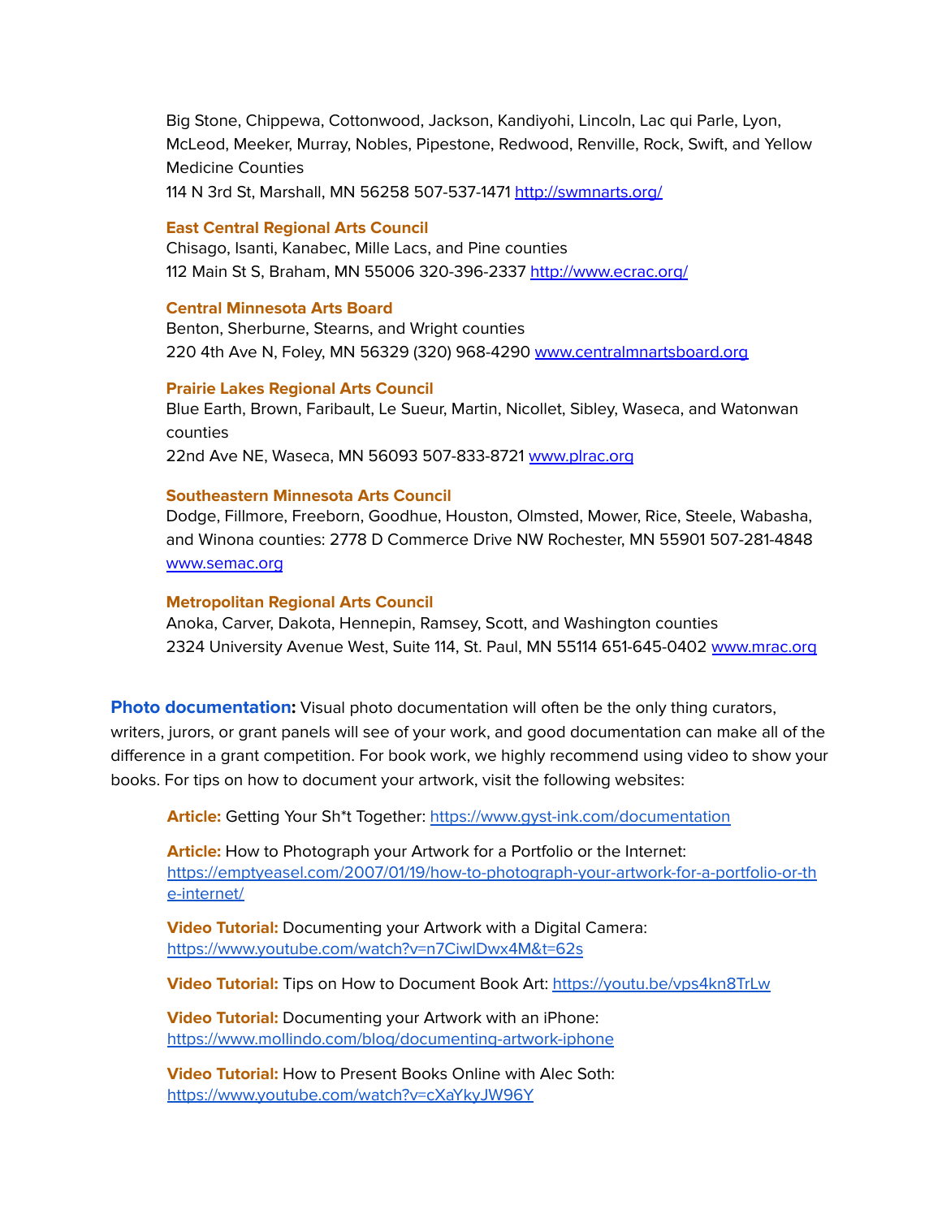Big Stone, Chippewa, Cottonwood, Jackson, Kandiyohi, Lincoln, Lac qui Parle, Lyon, McLeod, Meeker, Murray, Nobles, Pipestone, Redwood, Renville, Rock, Swift, and Yellow Medicine Counties
114 N 3rd St, Marshall, MN 56258 507-537-1471 http://swmnarts.org/

**East Central Regional Arts Council**
Chisago, Isanti, Kanabec, Mille Lacs, and Pine counties
112 Main St S, Braham, MN 55006 320-396-2337 http://www.ecrac.org/

**Central Minnesota Arts Board**
Benton, Sherburne, Stearns, and Wright counties
220 4th Ave N, Foley, MN 56329 (320) 968-4290 www.centralmnartsboard.org

**Prairie Lakes Regional Arts Council**
Blue Earth, Brown, Faribault, Le Sueur, Martin, Nicollet, Sibley, Waseca, and Watonwan counties
22nd Ave NE, Waseca, MN 56093 507-833-8721 www.plrac.org

**Southeastern Minnesota Arts Council**
Dodge, Fillmore, Freeborn, Goodhue, Houston, Olmsted, Mower, Rice, Steele, Wabasha, and Winona counties: 2778 D Commerce Drive NW Rochester, MN 55901 507-281-4848 www.semac.org

**Metropolitan Regional Arts Council**
Anoka, Carver, Dakota, Hennepin, Ramsey, Scott, and Washington counties
2324 University Avenue West, Suite 114, St. Paul, MN 55114 651-645-0402 www.mrac.org

**Photo documentation:** Visual photo documentation will often be the only thing curators, writers, jurors, or grant panels will see of your work, and good documentation can make all of the difference in a grant competition. For book work, we highly recommend using video to show your books. For tips on how to document your artwork, visit the following websites:

**Article:** Getting Your Sh*t Together: https://www.gyst-ink.com/documentation

**Article:** How to Photograph your Artwork for a Portfolio or the Internet: https://emptyeasel.com/2007/01/19/how-to-photograph-your-artwork-for-a-portfolio-or-the-internet/

**Video Tutorial:** Documenting your Artwork with a Digital Camera: https://www.youtube.com/watch?v=n7CiwlDwx4M&t=62s

**Video Tutorial:** Tips on How to Document Book Art: https://youtu.be/vps4kn8TrLw

**Video Tutorial:** Documenting your Artwork with an iPhone: https://www.mollindo.com/blog/documenting-artwork-iphone

**Video Tutorial:** How to Present Books Online with Alec Soth: https://www.youtube.com/watch?v=cXaYkyJW96Y